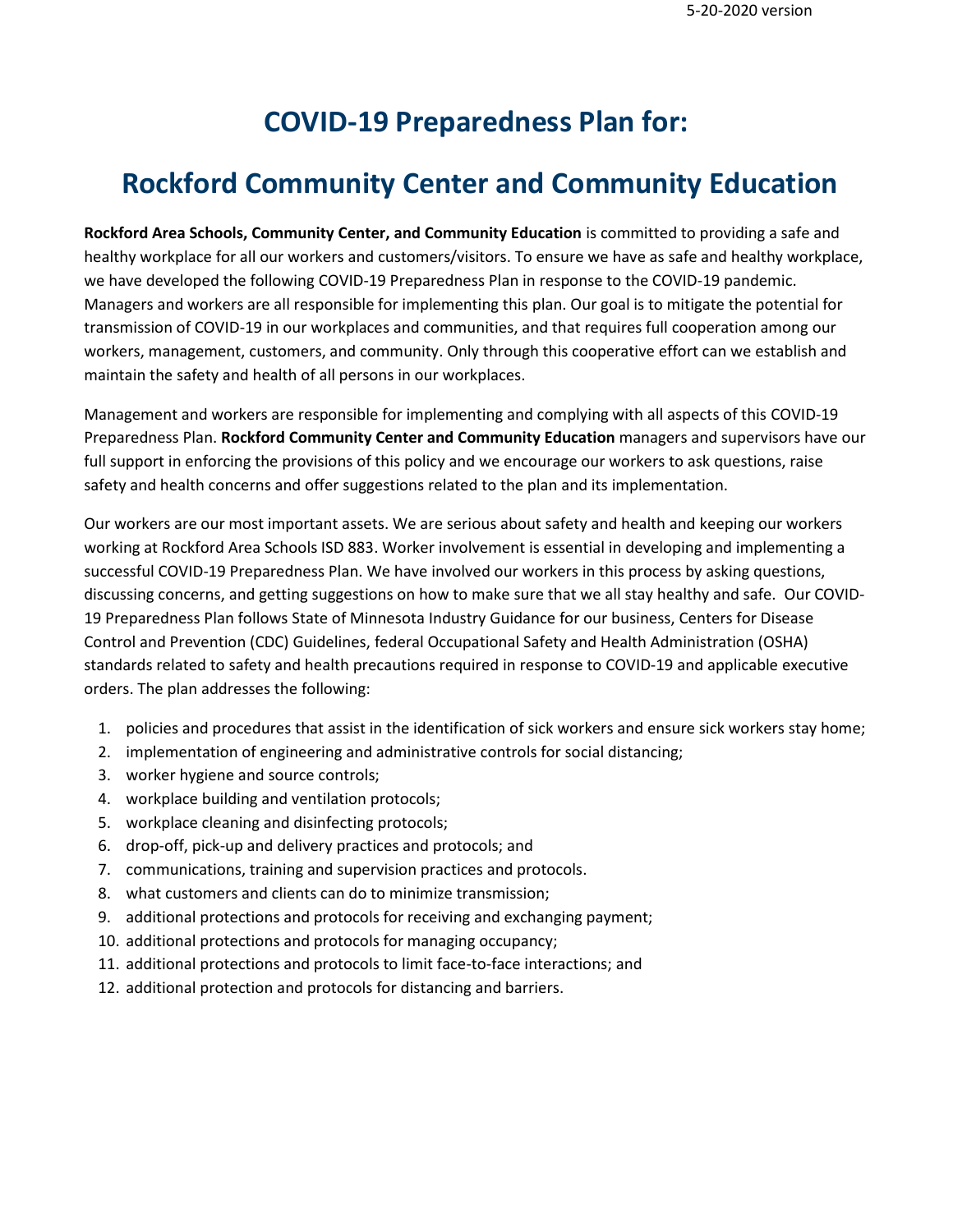# COVID-19 Preparedness Plan for:

# Rockford Community Center and Community Education

**Rockford Area Schools, Community Center, and Community Education** is committed to providing a safe and healthy workplace for all our workers and customers/visitors. To ensure we have as safe and healthy workplace, we have developed the following COVID-19 Preparedness Plan in response to the COVID-19 pandemic. Managers and workers are all responsible for implementing this plan. Our goal is to mitigate the potential for transmission of COVID-19 in our workplaces and communities, and that requires full cooperation among our workers, management, customers, and community. Only through this cooperative effort can we establish and maintain the safety and health of all persons in our workplaces.

Management and workers are responsible for implementing and complying with all aspects of this COVID-19 Preparedness Plan. **Rockford Community Center and Community Education** managers and supervisors have our full support in enforcing the provisions of this policy and we encourage our workers to ask questions, raise safety and health concerns and offer suggestions related to the plan and its implementation.

Our workers are our most important assets. We are serious about safety and health and keeping our workers working at Rockford Area Schools ISD 883. Worker involvement is essential in developing and implementing a successful COVID-19 Preparedness Plan. We have involved our workers in this process by asking questions, discussing concerns, and getting suggestions on how to make sure that we all stay healthy and safe. Our COVID-19 Preparedness Plan follows State of Minnesota Industry Guidance for our business, Centers for Disease Control and Prevention (CDC) Guidelines, federal Occupational Safety and Health Administration (OSHA) standards related to safety and health precautions required in response to COVID-19 and applicable executive orders. The plan addresses the following:

1. policies and procedures that assist in the identification of sick workers and ensure sick workers stay home;
2. implementation of engineering and administrative controls for social distancing;
3. worker hygiene and source controls;
4. workplace building and ventilation protocols;
5. workplace cleaning and disinfecting protocols;
6. drop-off, pick-up and delivery practices and protocols; and
7. communications, training and supervision practices and protocols.
8. what customers and clients can do to minimize transmission;
9. additional protections and protocols for receiving and exchanging payment;
10. additional protections and protocols for managing occupancy;
11. additional protections and protocols to limit face-to-face interactions; and
12. additional protection and protocols for distancing and barriers.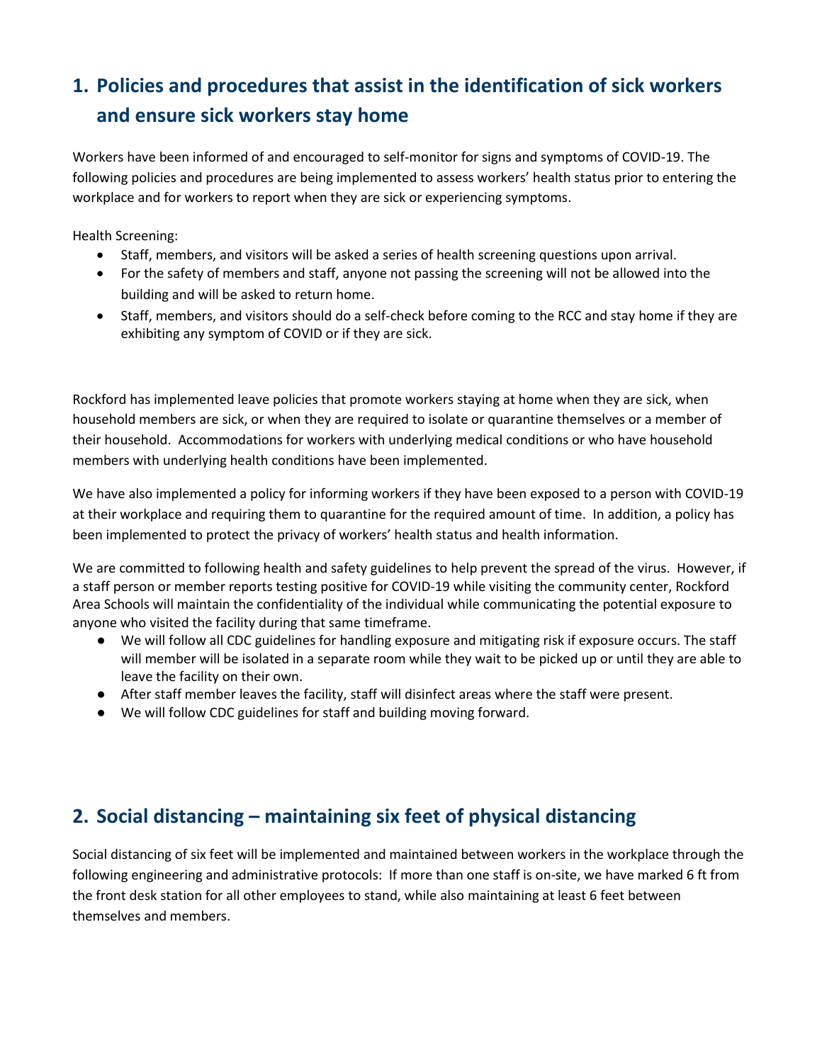## 1. Policies and procedures that assist in the identification of sick workers and ensure sick workers stay home

Workers have been informed of and encouraged to self-monitor for signs and symptoms of COVID-19. The following policies and procedures are being implemented to assess workers' health status prior to entering the workplace and for workers to report when they are sick or experiencing symptoms.

Health Screening:

- Staff, members, and visitors will be asked a series of health screening questions upon arrival.
- For the safety of members and staff, anyone not passing the screening will not be allowed into the building and will be asked to return home.
- Staff, members, and visitors should do a self-check before coming to the RCC and stay home if they are exhibiting any symptom of COVID or if they are sick.

Rockford has implemented leave policies that promote workers staying at home when they are sick, when household members are sick, or when they are required to isolate or quarantine themselves or a member of their household. Accommodations for workers with underlying medical conditions or who have household members with underlying health conditions have been implemented.

We have also implemented a policy for informing workers if they have been exposed to a person with COVID-19 at their workplace and requiring them to quarantine for the required amount of time. In addition, a policy has been implemented to protect the privacy of workers' health status and health information.

We are committed to following health and safety guidelines to help prevent the spread of the virus. However, if a staff person or member reports testing positive for COVID-19 while visiting the community center, Rockford Area Schools will maintain the confidentiality of the individual while communicating the potential exposure to anyone who visited the facility during that same timeframe.

- We will follow all CDC guidelines for handling exposure and mitigating risk if exposure occurs. The staff will member will be isolated in a separate room while they wait to be picked up or until they are able to leave the facility on their own.
- After staff member leaves the facility, staff will disinfect areas where the staff were present.
- We will follow CDC guidelines for staff and building moving forward.

## 2. Social distancing – maintaining six feet of physical distancing

Social distancing of six feet will be implemented and maintained between workers in the workplace through the following engineering and administrative protocols: If more than one staff is on-site, we have marked 6 ft from the front desk station for all other employees to stand, while also maintaining at least 6 feet between themselves and members.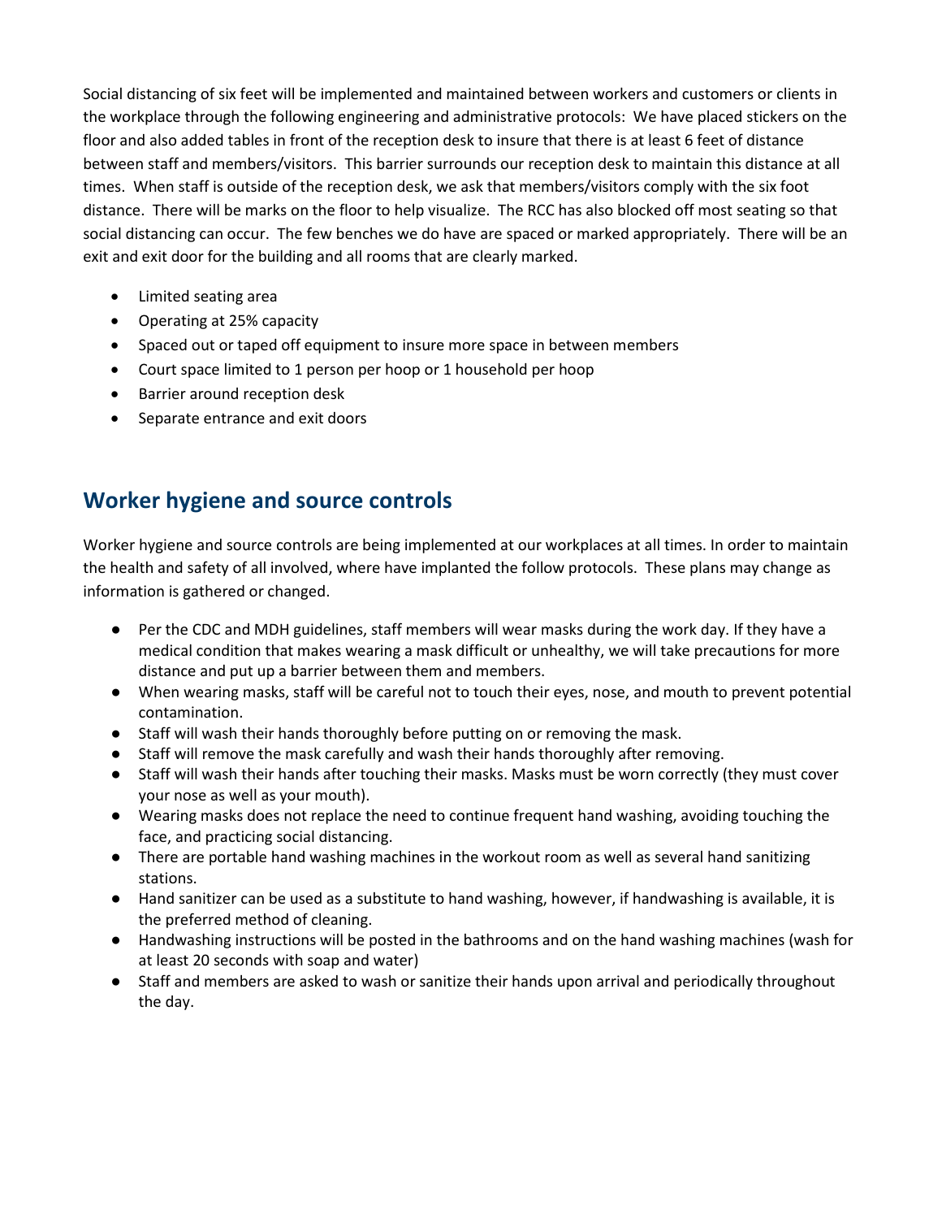Social distancing of six feet will be implemented and maintained between workers and customers or clients in the workplace through the following engineering and administrative protocols: We have placed stickers on the floor and also added tables in front of the reception desk to insure that there is at least 6 feet of distance between staff and members/visitors. This barrier surrounds our reception desk to maintain this distance at all times. When staff is outside of the reception desk, we ask that members/visitors comply with the six foot distance. There will be marks on the floor to help visualize. The RCC has also blocked off most seating so that social distancing can occur. The few benches we do have are spaced or marked appropriately. There will be an exit and exit door for the building and all rooms that are clearly marked.

- Limited seating area
- Operating at 25% capacity
- Spaced out or taped off equipment to insure more space in between members
- Court space limited to 1 person per hoop or 1 household per hoop
- Barrier around reception desk
- Separate entrance and exit doors

## Worker hygiene and source controls

Worker hygiene and source controls are being implemented at our workplaces at all times. In order to maintain the health and safety of all involved, where have implanted the follow protocols. These plans may change as information is gathered or changed.

- Per the CDC and MDH guidelines, staff members will wear masks during the work day. If they have a medical condition that makes wearing a mask difficult or unhealthy, we will take precautions for more distance and put up a barrier between them and members.
- When wearing masks, staff will be careful not to touch their eyes, nose, and mouth to prevent potential contamination.
- Staff will wash their hands thoroughly before putting on or removing the mask.
- Staff will remove the mask carefully and wash their hands thoroughly after removing.
- Staff will wash their hands after touching their masks. Masks must be worn correctly (they must cover your nose as well as your mouth).
- Wearing masks does not replace the need to continue frequent hand washing, avoiding touching the face, and practicing social distancing.
- There are portable hand washing machines in the workout room as well as several hand sanitizing stations.
- Hand sanitizer can be used as a substitute to hand washing, however, if handwashing is available, it is the preferred method of cleaning.
- Handwashing instructions will be posted in the bathrooms and on the hand washing machines (wash for at least 20 seconds with soap and water)
- Staff and members are asked to wash or sanitize their hands upon arrival and periodically throughout the day.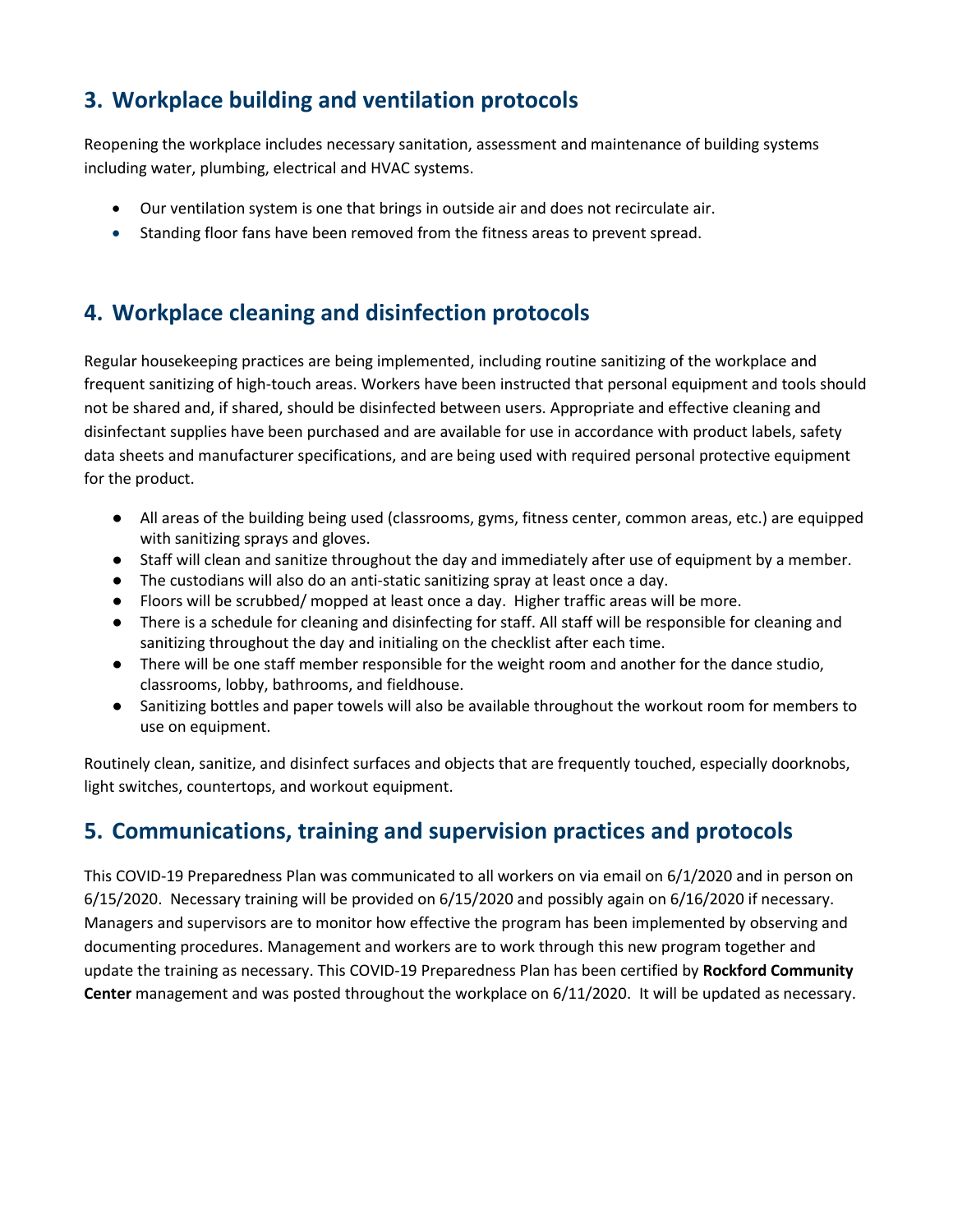## 3. Workplace building and ventilation protocols

Reopening the workplace includes necessary sanitation, assessment and maintenance of building systems including water, plumbing, electrical and HVAC systems.

- Our ventilation system is one that brings in outside air and does not recirculate air.
- Standing floor fans have been removed from the fitness areas to prevent spread.

## 4. Workplace cleaning and disinfection protocols

Regular housekeeping practices are being implemented, including routine sanitizing of the workplace and frequent sanitizing of high-touch areas. Workers have been instructed that personal equipment and tools should not be shared and, if shared, should be disinfected between users. Appropriate and effective cleaning and disinfectant supplies have been purchased and are available for use in accordance with product labels, safety data sheets and manufacturer specifications, and are being used with required personal protective equipment for the product.

- All areas of the building being used (classrooms, gyms, fitness center, common areas, etc.) are equipped with sanitizing sprays and gloves.
- Staff will clean and sanitize throughout the day and immediately after use of equipment by a member.
- The custodians will also do an anti-static sanitizing spray at least once a day.
- Floors will be scrubbed/ mopped at least once a day. Higher traffic areas will be more.
- There is a schedule for cleaning and disinfecting for staff. All staff will be responsible for cleaning and sanitizing throughout the day and initialing on the checklist after each time.
- There will be one staff member responsible for the weight room and another for the dance studio, classrooms, lobby, bathrooms, and fieldhouse.
- Sanitizing bottles and paper towels will also be available throughout the workout room for members to use on equipment.

Routinely clean, sanitize, and disinfect surfaces and objects that are frequently touched, especially doorknobs, light switches, countertops, and workout equipment.

## 5. Communications, training and supervision practices and protocols

This COVID-19 Preparedness Plan was communicated to all workers on via email on 6/1/2020 and in person on 6/15/2020. Necessary training will be provided on 6/15/2020 and possibly again on 6/16/2020 if necessary. Managers and supervisors are to monitor how effective the program has been implemented by observing and documenting procedures. Management and workers are to work through this new program together and update the training as necessary. This COVID-19 Preparedness Plan has been certified by **Rockford Community Center** management and was posted throughout the workplace on 6/11/2020. It will be updated as necessary.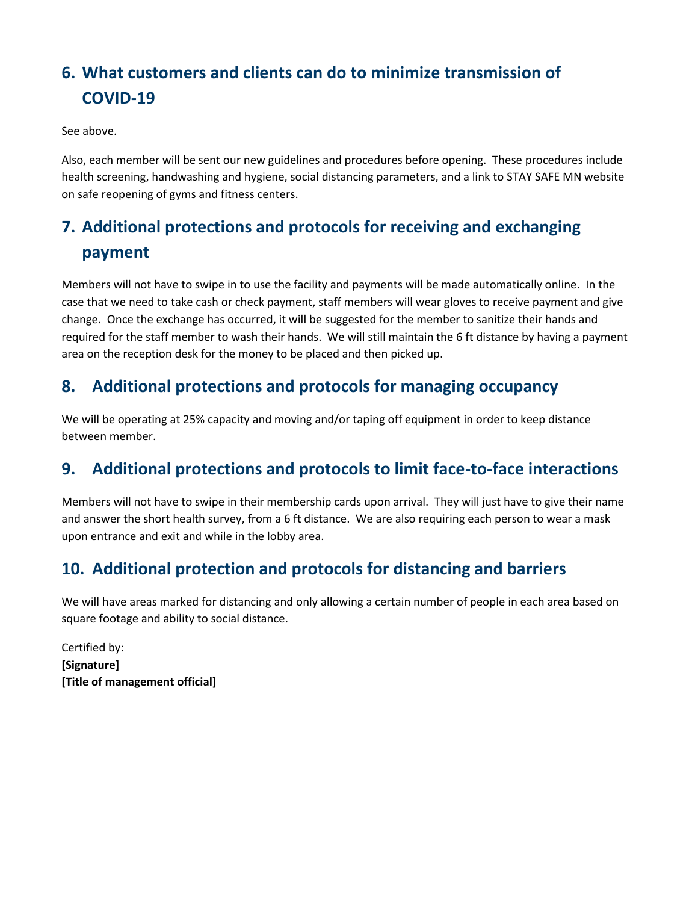## 6. What customers and clients can do to minimize transmission of COVID-19

See above.

Also, each member will be sent our new guidelines and procedures before opening. These procedures include health screening, handwashing and hygiene, social distancing parameters, and a link to STAY SAFE MN website on safe reopening of gyms and fitness centers.

## 7. Additional protections and protocols for receiving and exchanging payment

Members will not have to swipe in to use the facility and payments will be made automatically online. In the case that we need to take cash or check payment, staff members will wear gloves to receive payment and give change. Once the exchange has occurred, it will be suggested for the member to sanitize their hands and required for the staff member to wash their hands. We will still maintain the 6 ft distance by having a payment area on the reception desk for the money to be placed and then picked up.

## 8. Additional protections and protocols for managing occupancy

We will be operating at 25% capacity and moving and/or taping off equipment in order to keep distance between member.

## 9. Additional protections and protocols to limit face-to-face interactions

Members will not have to swipe in their membership cards upon arrival. They will just have to give their name and answer the short health survey, from a 6 ft distance. We are also requiring each person to wear a mask upon entrance and exit and while in the lobby area.

## 10. Additional protection and protocols for distancing and barriers

We will have areas marked for distancing and only allowing a certain number of people in each area based on square footage and ability to social distance.

Certified by:
**[Signature]**
**[Title of management official]**